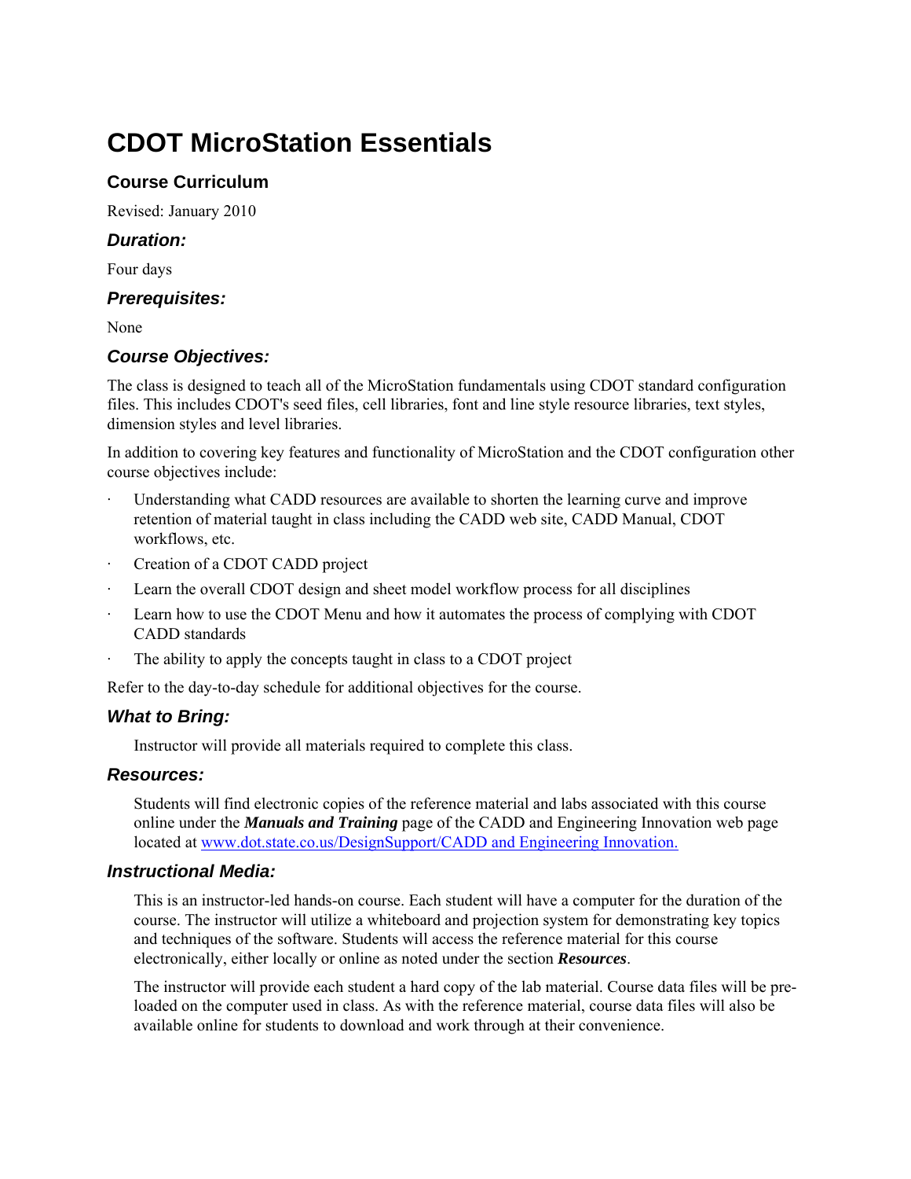# CDOT MicroStation Essentials

## Course Curriculum

Revised: January 2010

### *Duration:*

Four days

### *Prerequisites:*

None

### *Course Objectives:*

The class is designed to teach all of the MicroStation fundamentals using CDOT standard configuration files. This includes CDOT's seed files, cell libraries, font and line style resource libraries, text styles, dimension styles and level libraries.

In addition to covering key features and functionality of MicroStation and the CDOT configuration other course objectives include:

- Understanding what CADD resources are available to shorten the learning curve and improve retention of material taught in class including the CADD web site, CADD Manual, CDOT workflows, etc.
- Creation of a CDOT CADD project
- Learn the overall CDOT design and sheet model workflow process for all disciplines
- Learn how to use the CDOT Menu and how it automates the process of complying with CDOT CADD standards
- The ability to apply the concepts taught in class to a CDOT project

Refer to the day-to-day schedule for additional objectives for the course.

### *What to Bring:*

Instructor will provide all materials required to complete this class.

### *Resources:*

Students will find electronic copies of the reference material and labs associated with this course online under the ***Manuals and Training*** page of the CADD and Engineering Innovation web page located at [www.dot.state.co.us/DesignSupport/CADD and Engineering Innovation.](www.dot.state.co.us/DesignSupport/CADD and Engineering Innovation.)

### *Instructional Media:*

This is an instructor-led hands-on course. Each student will have a computer for the duration of the course. The instructor will utilize a whiteboard and projection system for demonstrating key topics and techniques of the software. Students will access the reference material for this course electronically, either locally or online as noted under the section ***Resources***.

The instructor will provide each student a hard copy of the lab material. Course data files will be pre-loaded on the computer used in class. As with the reference material, course data files will also be available online for students to download and work through at their convenience.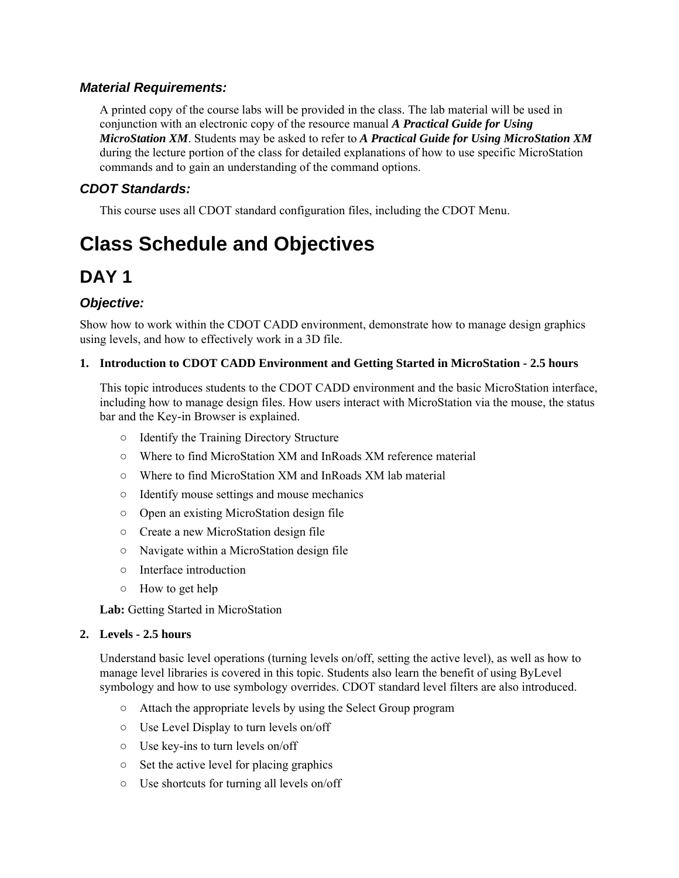### *Material Requirements:*

A printed copy of the course labs will be provided in the class. The lab material will be used in conjunction with an electronic copy of the resource manual ***A Practical Guide for Using MicroStation XM***. Students may be asked to refer to ***A Practical Guide for Using MicroStation XM*** during the lecture portion of the class for detailed explanations of how to use specific MicroStation commands and to gain an understanding of the command options.

### *CDOT Standards:*

This course uses all CDOT standard configuration files, including the CDOT Menu.

# Class Schedule and Objectives

## DAY 1

### *Objective:*

Show how to work within the CDOT CADD environment, demonstrate how to manage design graphics using levels, and how to effectively work in a 3D file.

1. **Introduction to CDOT CADD Environment and Getting Started in MicroStation - 2.5 hours**

   This topic introduces students to the CDOT CADD environment and the basic MicroStation interface, including how to manage design files. How users interact with MicroStation via the mouse, the status bar and the Key-in Browser is explained.

   - Identify the Training Directory Structure
   - Where to find MicroStation XM and InRoads XM reference material
   - Where to find MicroStation XM and InRoads XM lab material
   - Identify mouse settings and mouse mechanics
   - Open an existing MicroStation design file
   - Create a new MicroStation design file
   - Navigate within a MicroStation design file
   - Interface introduction
   - How to get help

   **Lab:** Getting Started in MicroStation

2. **Levels - 2.5 hours**

   Understand basic level operations (turning levels on/off, setting the active level), as well as how to manage level libraries is covered in this topic. Students also learn the benefit of using ByLevel symbology and how to use symbology overrides. CDOT standard level filters are also introduced.

   - Attach the appropriate levels by using the Select Group program
   - Use Level Display to turn levels on/off
   - Use key-ins to turn levels on/off
   - Set the active level for placing graphics
   - Use shortcuts for turning all levels on/off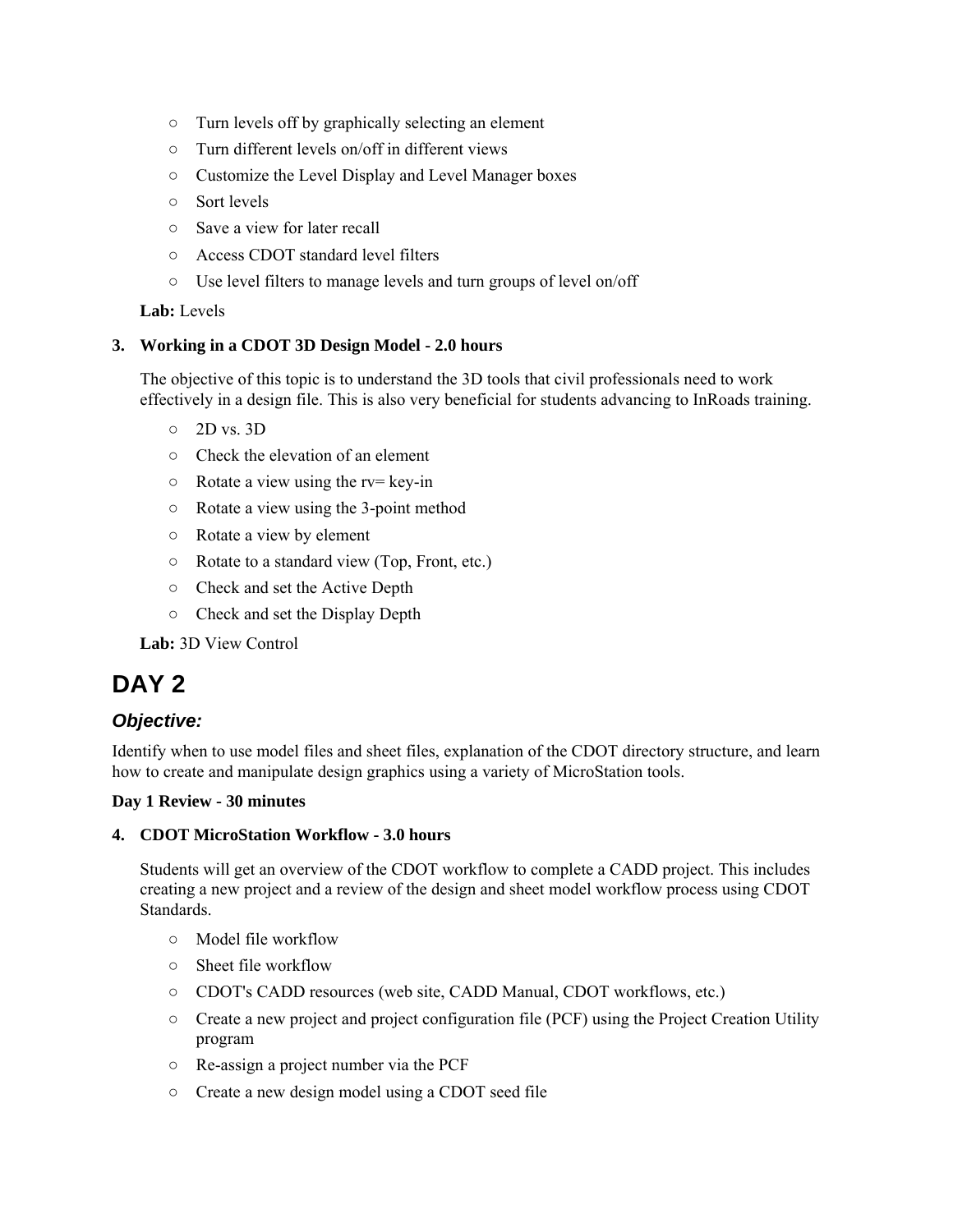- Turn levels off by graphically selecting an element
- Turn different levels on/off in different views
- Customize the Level Display and Level Manager boxes
- Sort levels
- Save a view for later recall
- Access CDOT standard level filters
- Use level filters to manage levels and turn groups of level on/off

**Lab:** Levels

3. **Working in a CDOT 3D Design Model - 2.0 hours**

   The objective of this topic is to understand the 3D tools that civil professionals need to work effectively in a design file. This is also very beneficial for students advancing to InRoads training.

   - 2D vs. 3D
   - Check the elevation of an element
   - Rotate a view using the rv= key-in
   - Rotate a view using the 3-point method
   - Rotate a view by element
   - Rotate to a standard view (Top, Front, etc.)
   - Check and set the Active Depth
   - Check and set the Display Depth

   **Lab:** 3D View Control

# DAY 2

## *Objective:*

Identify when to use model files and sheet files, explanation of the CDOT directory structure, and learn how to create and manipulate design graphics using a variety of MicroStation tools.

**Day 1 Review - 30 minutes**

4. **CDOT MicroStation Workflow - 3.0 hours**

   Students will get an overview of the CDOT workflow to complete a CADD project. This includes creating a new project and a review of the design and sheet model workflow process using CDOT Standards.

   - Model file workflow
   - Sheet file workflow
   - CDOT's CADD resources (web site, CADD Manual, CDOT workflows, etc.)
   - Create a new project and project configuration file (PCF) using the Project Creation Utility program
   - Re-assign a project number via the PCF
   - Create a new design model using a CDOT seed file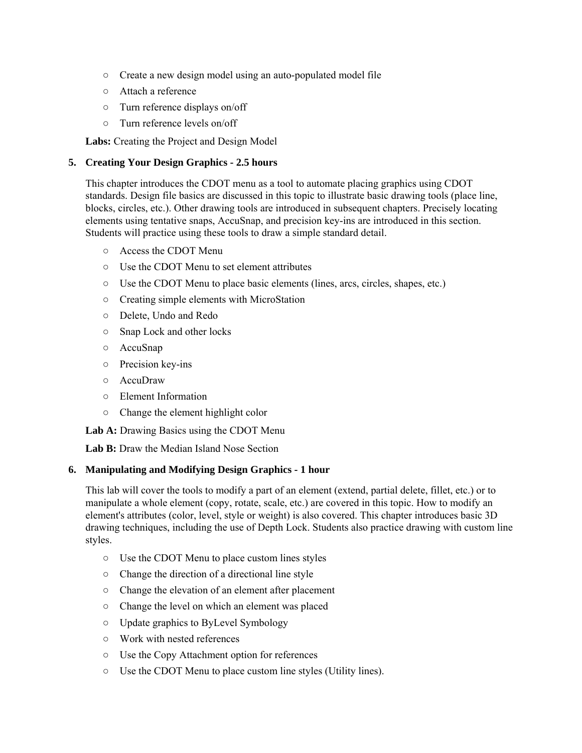- Create a new design model using an auto-populated model file
- Attach a reference
- Turn reference displays on/off
- Turn reference levels on/off

**Labs:** Creating the Project and Design Model

5. **Creating Your Design Graphics - 2.5 hours**

   This chapter introduces the CDOT menu as a tool to automate placing graphics using CDOT standards. Design file basics are discussed in this topic to illustrate basic drawing tools (place line, blocks, circles, etc.). Other drawing tools are introduced in subsequent chapters. Precisely locating elements using tentative snaps, AccuSnap, and precision key-ins are introduced in this section. Students will practice using these tools to draw a simple standard detail.

   - Access the CDOT Menu
   - Use the CDOT Menu to set element attributes
   - Use the CDOT Menu to place basic elements (lines, arcs, circles, shapes, etc.)
   - Creating simple elements with MicroStation
   - Delete, Undo and Redo
   - Snap Lock and other locks
   - AccuSnap
   - Precision key-ins
   - AccuDraw
   - Element Information
   - Change the element highlight color

   **Lab A:** Drawing Basics using the CDOT Menu

   **Lab B:** Draw the Median Island Nose Section

6. **Manipulating and Modifying Design Graphics - 1 hour**

   This lab will cover the tools to modify a part of an element (extend, partial delete, fillet, etc.) or to manipulate a whole element (copy, rotate, scale, etc.) are covered in this topic. How to modify an element's attributes (color, level, style or weight) is also covered. This chapter introduces basic 3D drawing techniques, including the use of Depth Lock. Students also practice drawing with custom line styles.

   - Use the CDOT Menu to place custom lines styles
   - Change the direction of a directional line style
   - Change the elevation of an element after placement
   - Change the level on which an element was placed
   - Update graphics to ByLevel Symbology
   - Work with nested references
   - Use the Copy Attachment option for references
   - Use the CDOT Menu to place custom line styles (Utility lines).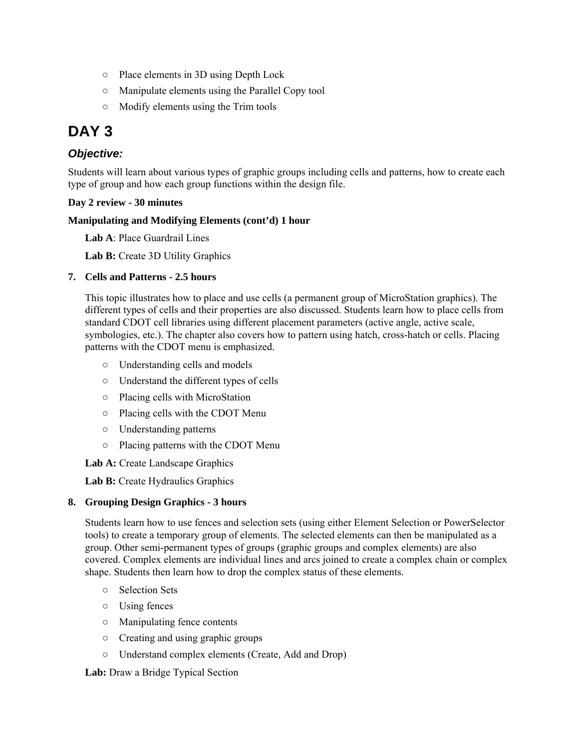- Place elements in 3D using Depth Lock
- Manipulate elements using the Parallel Copy tool
- Modify elements using the Trim tools

# DAY 3

## *Objective:*

Students will learn about various types of graphic groups including cells and patterns, how to create each type of group and how each group functions within the design file.

**Day 2 review - 30 minutes**

**Manipulating and Modifying Elements (cont'd) 1 hour**

**Lab A**: Place Guardrail Lines

**Lab B:** Create 3D Utility Graphics

7. **Cells and Patterns - 2.5 hours**

   This topic illustrates how to place and use cells (a permanent group of MicroStation graphics). The different types of cells and their properties are also discussed. Students learn how to place cells from standard CDOT cell libraries using different placement parameters (active angle, active scale, symbologies, etc.). The chapter also covers how to pattern using hatch, cross-hatch or cells. Placing patterns with the CDOT menu is emphasized.

   - Understanding cells and models
   - Understand the different types of cells
   - Placing cells with MicroStation
   - Placing cells with the CDOT Menu
   - Understanding patterns
   - Placing patterns with the CDOT Menu

   **Lab A:** Create Landscape Graphics

   **Lab B:** Create Hydraulics Graphics

8. **Grouping Design Graphics - 3 hours**

   Students learn how to use fences and selection sets (using either Element Selection or PowerSelector tools) to create a temporary group of elements. The selected elements can then be manipulated as a group. Other semi-permanent types of groups (graphic groups and complex elements) are also covered. Complex elements are individual lines and arcs joined to create a complex chain or complex shape. Students then learn how to drop the complex status of these elements.

   - Selection Sets
   - Using fences
   - Manipulating fence contents
   - Creating and using graphic groups
   - Understand complex elements (Create, Add and Drop)

   **Lab:** Draw a Bridge Typical Section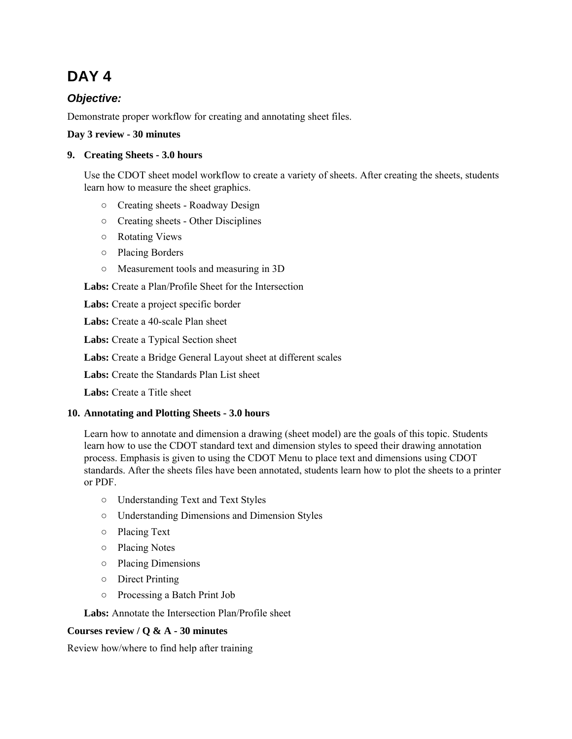# DAY 4

### *Objective:*

Demonstrate proper workflow for creating and annotating sheet files.

**Day 3 review - 30 minutes**

**9. Creating Sheets - 3.0 hours**

Use the CDOT sheet model workflow to create a variety of sheets. After creating the sheets, students learn how to measure the sheet graphics.

- Creating sheets - Roadway Design
- Creating sheets - Other Disciplines
- Rotating Views
- Placing Borders
- Measurement tools and measuring in 3D

**Labs:** Create a Plan/Profile Sheet for the Intersection

**Labs:** Create a project specific border

**Labs:** Create a 40-scale Plan sheet

**Labs:** Create a Typical Section sheet

**Labs:** Create a Bridge General Layout sheet at different scales

**Labs:** Create the Standards Plan List sheet

**Labs:** Create a Title sheet

**10. Annotating and Plotting Sheets - 3.0 hours**

Learn how to annotate and dimension a drawing (sheet model) are the goals of this topic. Students learn how to use the CDOT standard text and dimension styles to speed their drawing annotation process. Emphasis is given to using the CDOT Menu to place text and dimensions using CDOT standards. After the sheets files have been annotated, students learn how to plot the sheets to a printer or PDF.

- Understanding Text and Text Styles
- Understanding Dimensions and Dimension Styles
- Placing Text
- Placing Notes
- Placing Dimensions
- Direct Printing
- Processing a Batch Print Job

**Labs:** Annotate the Intersection Plan/Profile sheet

**Courses review / Q & A - 30 minutes**

Review how/where to find help after training